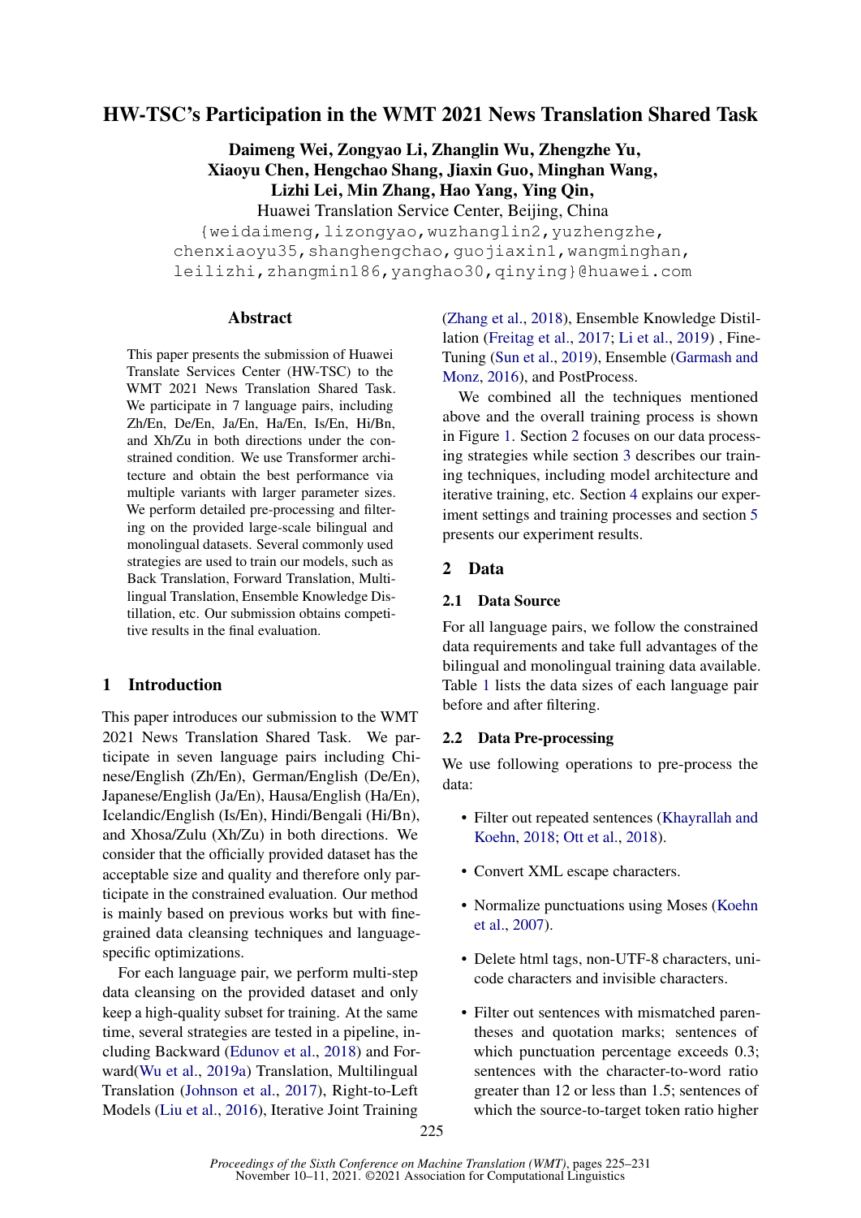# HW-TSC's Participation in the WMT 2021 News Translation Shared Task

**Daimeng Wei, Zongyao Li, Zhanglin Wu, Zhengzhe Yu, Xiaoyu Chen, Hengchao Shang, Jiaxin Guo, Minghan Wang, Lizhi Lei, Min Zhang, Hao Yang, Ying Qin,**

Huawei Translation Service Center, Beijing, China

{weidaimeng,lizongyao,wuzhanglin2,yuzhengzhe, chenxiaoyu35,shanghengchao,guojiaxin1,wangminghan, leilizhi,zhangmin186,yanghao30,qinying}@huawei.com

## Abstract

This paper presents the submission of Huawei Translate Services Center (HW-TSC) to the WMT 2021 News Translation Shared Task. We participate in 7 language pairs, including Zh/En, De/En, Ja/En, Ha/En, Is/En, Hi/Bn, and Xh/Zu in both directions under the constrained condition. We use Transformer architecture and obtain the best performance via multiple variants with larger parameter sizes. We perform detailed pre-processing and filtering on the provided large-scale bilingual and monolingual datasets. Several commonly used strategies are used to train our models, such as Back Translation, Forward Translation, Multilingual Translation, Ensemble Knowledge Distillation, etc. Our submission obtains competitive results in the final evaluation.

## 1 Introduction

This paper introduces our submission to the WMT 2021 News Translation Shared Task. We participate in seven language pairs including Chinese/English (Zh/En), German/English (De/En), Japanese/English (Ja/En), Hausa/English (Ha/En), Icelandic/English (Is/En), Hindi/Bengali (Hi/Bn), and Xhosa/Zulu (Xh/Zu) in both directions. We consider that the officially provided dataset has the acceptable size and quality and therefore only participate in the constrained evaluation. Our method is mainly based on previous works but with fine-grained data cleansing techniques and language-specific optimizations.

For each language pair, we perform multi-step data cleansing on the provided dataset and only keep a high-quality subset for training. At the same time, several strategies are tested in a pipeline, including Backward (Edunov et al., 2018) and Forward(Wu et al., 2019a) Translation, Multilingual Translation (Johnson et al., 2017), Right-to-Left Models (Liu et al., 2016), Iterative Joint Training (Zhang et al., 2018), Ensemble Knowledge Distillation (Freitag et al., 2017; Li et al., 2019) , Fine-Tuning (Sun et al., 2019), Ensemble (Garmash and Monz, 2016), and PostProcess.

We combined all the techniques mentioned above and the overall training process is shown in Figure 1. Section 2 focuses on our data processing strategies while section 3 describes our training techniques, including model architecture and iterative training, etc. Section 4 explains our experiment settings and training processes and section 5 presents our experiment results.

## 2 Data

### 2.1 Data Source

For all language pairs, we follow the constrained data requirements and take full advantages of the bilingual and monolingual training data available. Table 1 lists the data sizes of each language pair before and after filtering.

### 2.2 Data Pre-processing

We use following operations to pre-process the data:

- Filter out repeated sentences (Khayrallah and Koehn, 2018; Ott et al., 2018).
- Convert XML escape characters.
- Normalize punctuations using Moses (Koehn et al., 2007).
- Delete html tags, non-UTF-8 characters, unicode characters and invisible characters.
- Filter out sentences with mismatched parentheses and quotation marks; sentences of which punctuation percentage exceeds 0.3; sentences with the character-to-word ratio greater than 12 or less than 1.5; sentences of which the source-to-target token ratio higher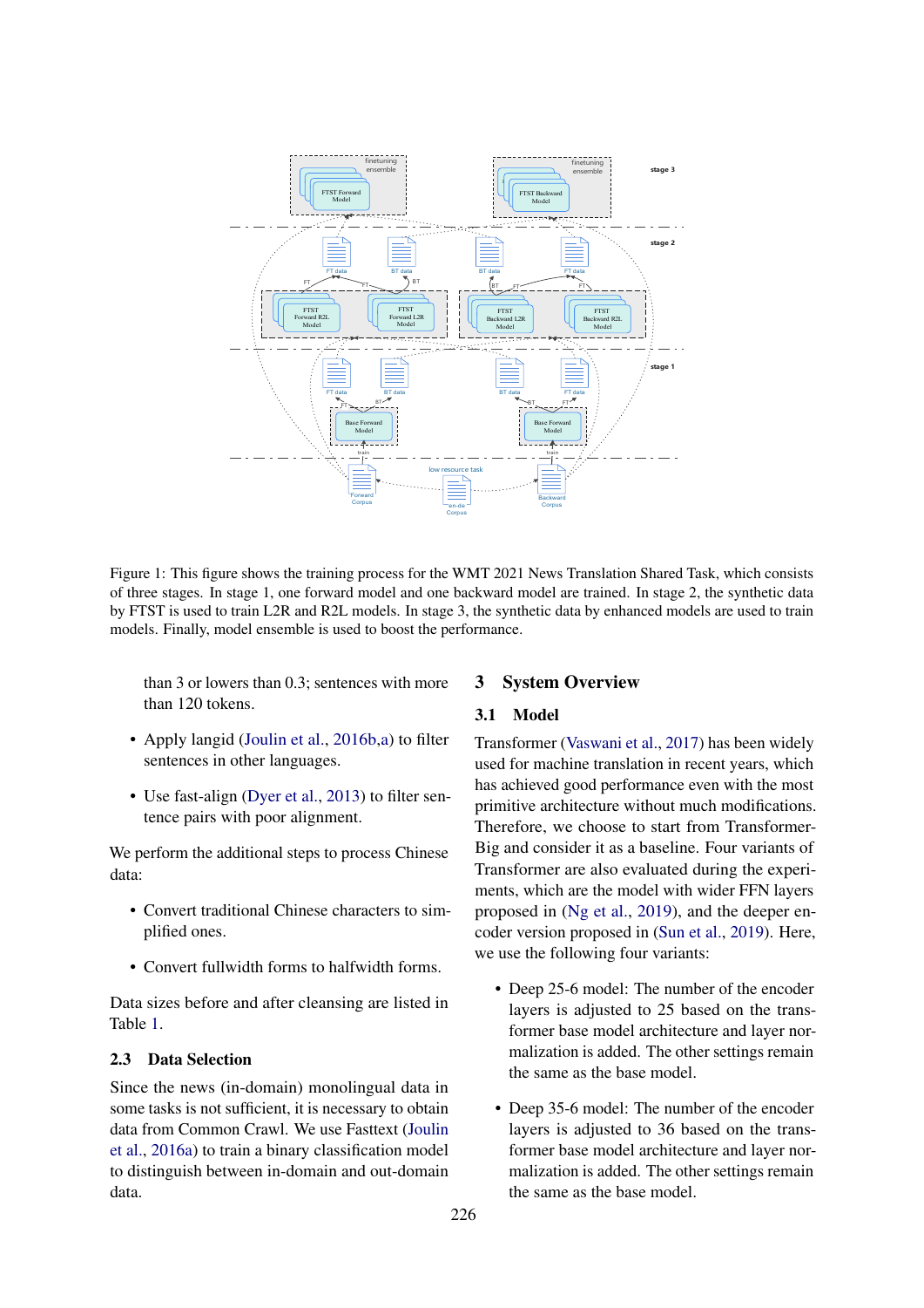Figure 1: This figure shows the training process for the WMT 2021 News Translation Shared Task, which consists of three stages. In stage 1, one forward model and one backward model are trained. In stage 2, the synthetic data by FTST is used to train L2R and R2L models. In stage 3, the synthetic data by enhanced models are used to train models. Finally, model ensemble is used to boost the performance.

than 3 or lowers than 0.3; sentences with more than 120 tokens.

- Apply langid (Joulin et al., 2016b,a) to filter sentences in other languages.
- Use fast-align (Dyer et al., 2013) to filter sentence pairs with poor alignment.

We perform the additional steps to process Chinese data:

- Convert traditional Chinese characters to simplified ones.
- Convert fullwidth forms to halfwidth forms.

Data sizes before and after cleansing are listed in Table 1.

### 2.3 Data Selection

Since the news (in-domain) monolingual data in some tasks is not sufficient, it is necessary to obtain data from Common Crawl. We use Fasttext (Joulin et al., 2016a) to train a binary classification model to distinguish between in-domain and out-domain data.

## 3 System Overview

### 3.1 Model

Transformer (Vaswani et al., 2017) has been widely used for machine translation in recent years, which has achieved good performance even with the most primitive architecture without much modifications. Therefore, we choose to start from Transformer-Big and consider it as a baseline. Four variants of Transformer are also evaluated during the experiments, which are the model with wider FFN layers proposed in (Ng et al., 2019), and the deeper encoder version proposed in (Sun et al., 2019). Here, we use the following four variants:

- Deep 25-6 model: The number of the encoder layers is adjusted to 25 based on the transformer base model architecture and layer normalization is added. The other settings remain the same as the base model.
- Deep 35-6 model: The number of the encoder layers is adjusted to 36 based on the transformer base model architecture and layer normalization is added. The other settings remain the same as the base model.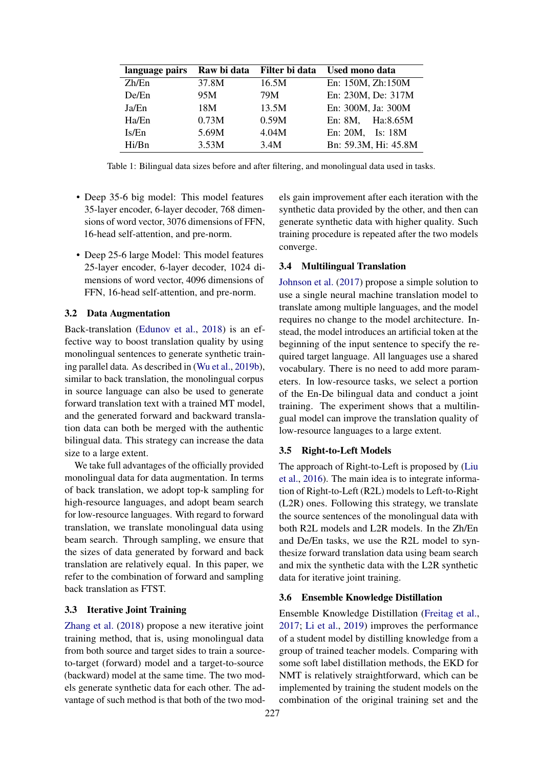| language pairs | Raw bi data | Filter bi data | Used mono data |
| --- | --- | --- | --- |
| Zh/En | 37.8M | 16.5M | En: 150M, Zh:150M |
| De/En | 95M | 79M | En: 230M, De: 317M |
| Ja/En | 18M | 13.5M | En: 300M, Ja: 300M |
| Ha/En | 0.73M | 0.59M | En: 8M, Ha:8.65M |
| Is/En | 5.69M | 4.04M | En: 20M, Is: 18M |
| Hi/Bn | 3.53M | 3.4M | Bn: 59.3M, Hi: 45.8M |

Table 1: Bilingual data sizes before and after filtering, and monolingual data used in tasks.

- Deep 35-6 big model: This model features 35-layer encoder, 6-layer decoder, 768 dimensions of word vector, 3076 dimensions of FFN, 16-head self-attention, and pre-norm.
- Deep 25-6 large Model: This model features 25-layer encoder, 6-layer decoder, 1024 dimensions of word vector, 4096 dimensions of FFN, 16-head self-attention, and pre-norm.

### 3.2 Data Augmentation

Back-translation (Edunov et al., 2018) is an effective way to boost translation quality by using monolingual sentences to generate synthetic training parallel data. As described in (Wu et al., 2019b), similar to back translation, the monolingual corpus in source language can also be used to generate forward translation text with a trained MT model, and the generated forward and backward translation data can both be merged with the authentic bilingual data. This strategy can increase the data size to a large extent.

We take full advantages of the officially provided monolingual data for data augmentation. In terms of back translation, we adopt top-k sampling for high-resource languages, and adopt beam search for low-resource languages. With regard to forward translation, we translate monolingual data using beam search. Through sampling, we ensure that the sizes of data generated by forward and back translation are relatively equal. In this paper, we refer to the combination of forward and sampling back translation as FTST.

### 3.3 Iterative Joint Training

Zhang et al. (2018) propose a new iterative joint training method, that is, using monolingual data from both source and target sides to train a source-to-target (forward) model and a target-to-source (backward) model at the same time. The two models generate synthetic data for each other. The advantage of such method is that both of the two models gain improvement after each iteration with the synthetic data provided by the other, and then can generate synthetic data with higher quality. Such training procedure is repeated after the two models converge.

### 3.4 Multilingual Translation

Johnson et al. (2017) propose a simple solution to use a single neural machine translation model to translate among multiple languages, and the model requires no change to the model architecture. Instead, the model introduces an artificial token at the beginning of the input sentence to specify the required target language. All languages use a shared vocabulary. There is no need to add more parameters. In low-resource tasks, we select a portion of the En-De bilingual data and conduct a joint training. The experiment shows that a multilingual model can improve the translation quality of low-resource languages to a large extent.

### 3.5 Right-to-Left Models

The approach of Right-to-Left is proposed by (Liu et al., 2016). The main idea is to integrate information of Right-to-Left (R2L) models to Left-to-Right (L2R) ones. Following this strategy, we translate the source sentences of the monolingual data with both R2L models and L2R models. In the Zh/En and De/En tasks, we use the R2L model to synthesize forward translation data using beam search and mix the synthetic data with the L2R synthetic data for iterative joint training.

### 3.6 Ensemble Knowledge Distillation

Ensemble Knowledge Distillation (Freitag et al., 2017; Li et al., 2019) improves the performance of a student model by distilling knowledge from a group of trained teacher models. Comparing with some soft label distillation methods, the EKD for NMT is relatively straightforward, which can be implemented by training the student models on the combination of the original training set and the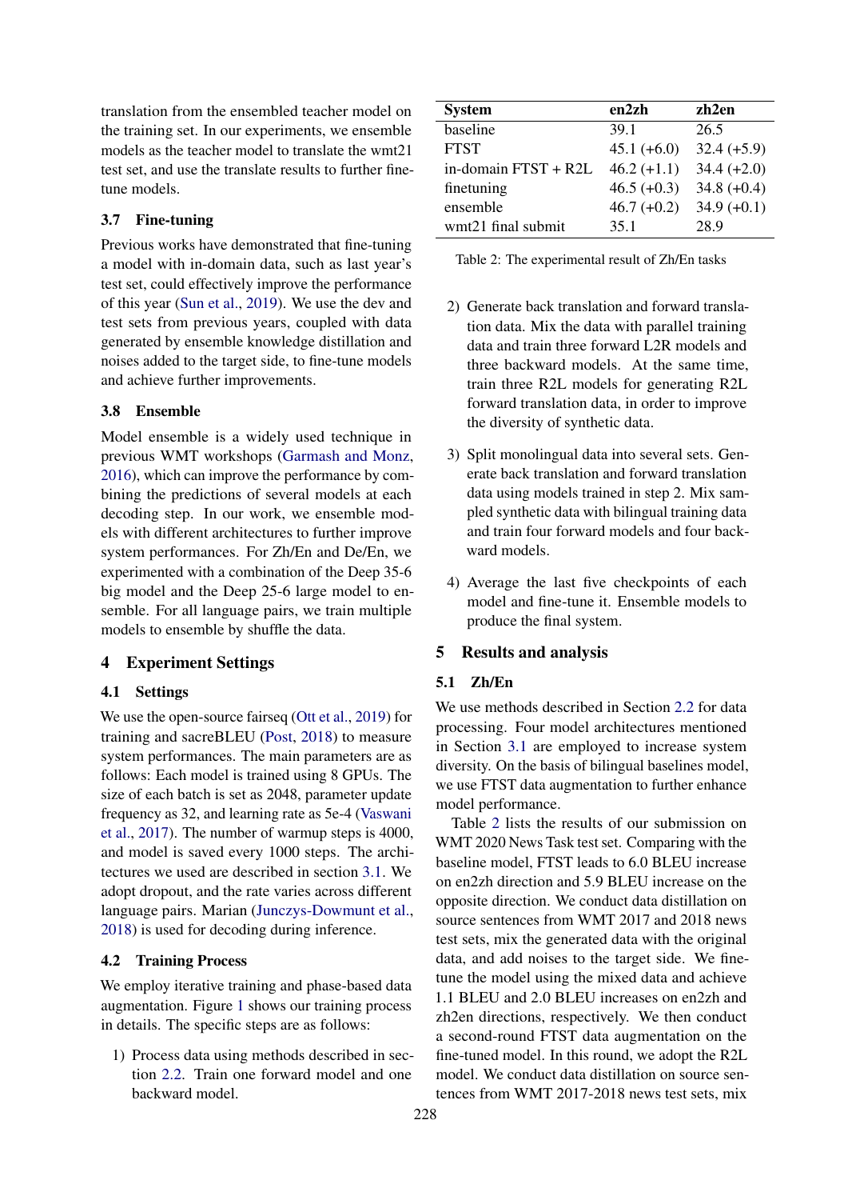translation from the ensembled teacher model on the training set. In our experiments, we ensemble models as the teacher model to translate the wmt21 test set, and use the translate results to further fine-tune models.

### 3.7 Fine-tuning

Previous works have demonstrated that fine-tuning a model with in-domain data, such as last year's test set, could effectively improve the performance of this year (Sun et al., 2019). We use the dev and test sets from previous years, coupled with data generated by ensemble knowledge distillation and noises added to the target side, to fine-tune models and achieve further improvements.

### 3.8 Ensemble

Model ensemble is a widely used technique in previous WMT workshops (Garmash and Monz, 2016), which can improve the performance by combining the predictions of several models at each decoding step. In our work, we ensemble models with different architectures to further improve system performances. For Zh/En and De/En, we experimented with a combination of the Deep 35-6 big model and the Deep 25-6 large model to ensemble. For all language pairs, we train multiple models to ensemble by shuffle the data.

## 4 Experiment Settings

### 4.1 Settings

We use the open-source fairseq (Ott et al., 2019) for training and sacreBLEU (Post, 2018) to measure system performances. The main parameters are as follows: Each model is trained using 8 GPUs. The size of each batch is set as 2048, parameter update frequency as 32, and learning rate as 5e-4 (Vaswani et al., 2017). The number of warmup steps is 4000, and model is saved every 1000 steps. The architectures we used are described in section 3.1. We adopt dropout, and the rate varies across different language pairs. Marian (Junczys-Dowmunt et al., 2018) is used for decoding during inference.

### 4.2 Training Process

We employ iterative training and phase-based data augmentation. Figure 1 shows our training process in details. The specific steps are as follows:

1) Process data using methods described in section 2.2. Train one forward model and one backward model.

2) Generate back translation and forward translation data. Mix the data with parallel training data and train three forward L2R models and three backward models. At the same time, train three R2L models for generating R2L forward translation data, in order to improve the diversity of synthetic data.

3) Split monolingual data into several sets. Generate back translation and forward translation data using models trained in step 2. Mix sampled synthetic data with bilingual training data and train four forward models and four backward models.

4) Average the last five checkpoints of each model and fine-tune it. Ensemble models to produce the final system.

| System | en2zh | zh2en |
|---|---|---|
| baseline | 39.1 | 26.5 |
| FTST | 45.1 (+6.0) | 32.4 (+5.9) |
| in-domain FTST + R2L | 46.2 (+1.1) | 34.4 (+2.0) |
| finetuning | 46.5 (+0.3) | 34.8 (+0.4) |
| ensemble | 46.7 (+0.2) | 34.9 (+0.1) |
| wmt21 final submit | 35.1 | 28.9 |

Table 2: The experimental result of Zh/En tasks

## 5 Results and analysis

### 5.1 Zh/En

We use methods described in Section 2.2 for data processing. Four model architectures mentioned in Section 3.1 are employed to increase system diversity. On the basis of bilingual baselines model, we use FTST data augmentation to further enhance model performance.

Table 2 lists the results of our submission on WMT 2020 News Task test set. Comparing with the baseline model, FTST leads to 6.0 BLEU increase on en2zh direction and 5.9 BLEU increase on the opposite direction. We conduct data distillation on source sentences from WMT 2017 and 2018 news test sets, mix the generated data with the original data, and add noises to the target side. We fine-tune the model using the mixed data and achieve 1.1 BLEU and 2.0 BLEU increases on en2zh and zh2en directions, respectively. We then conduct a second-round FTST data augmentation on the fine-tuned model. In this round, we adopt the R2L model. We conduct data distillation on source sentences from WMT 2017-2018 news test sets, mix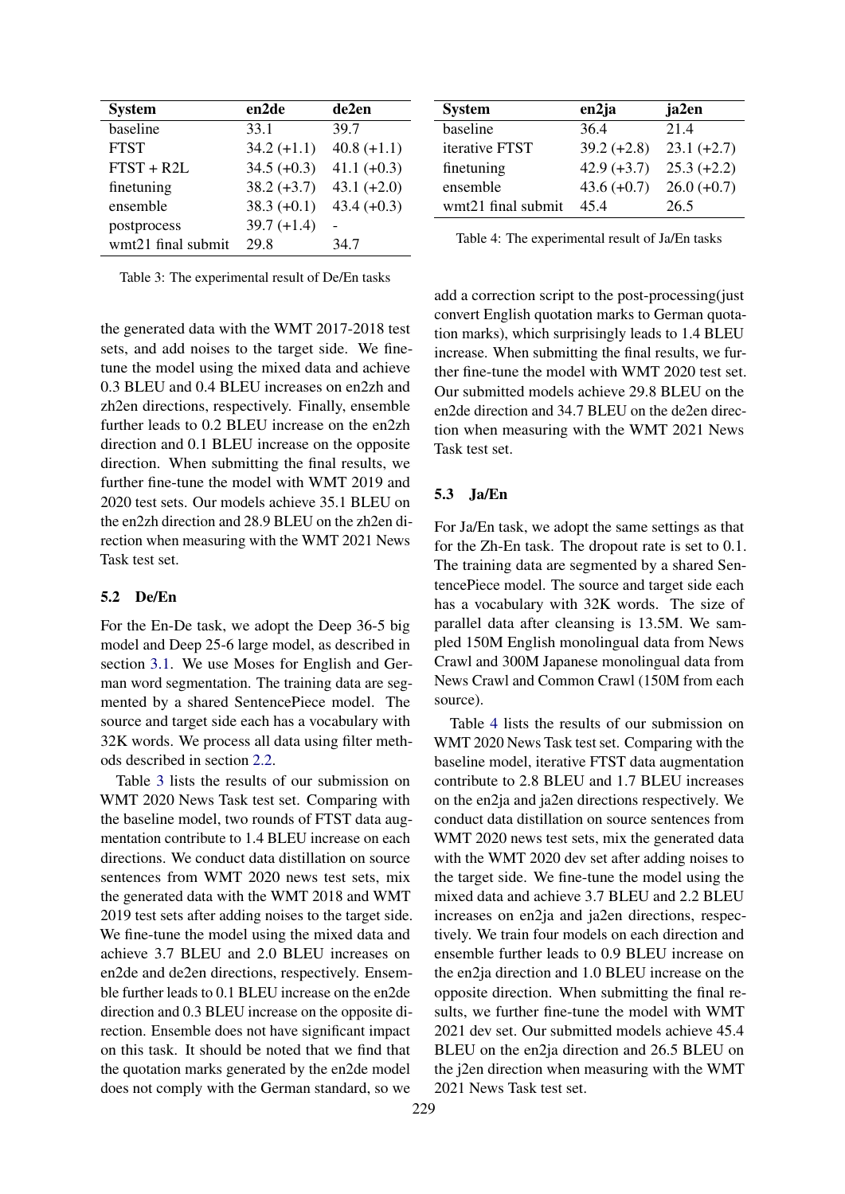| System | en2de | de2en |
| --- | --- | --- |
| baseline | 33.1 | 39.7 |
| FTST | 34.2 (+1.1) | 40.8 (+1.1) |
| FTST + R2L | 34.5 (+0.3) | 41.1 (+0.3) |
| finetuning | 38.2 (+3.7) | 43.1 (+2.0) |
| ensemble | 38.3 (+0.1) | 43.4 (+0.3) |
| postprocess | 39.7 (+1.4) | - |
| wmt21 final submit | 29.8 | 34.7 |

Table 3: The experimental result of De/En tasks

| System | en2ja | ja2en |
| --- | --- | --- |
| baseline | 36.4 | 21.4 |
| iterative FTST | 39.2 (+2.8) | 23.1 (+2.7) |
| finetuning | 42.9 (+3.7) | 25.3 (+2.2) |
| ensemble | 43.6 (+0.7) | 26.0 (+0.7) |
| wmt21 final submit | 45.4 | 26.5 |

Table 4: The experimental result of Ja/En tasks

the generated data with the WMT 2017-2018 test sets, and add noises to the target side. We fine-tune the model using the mixed data and achieve 0.3 BLEU and 0.4 BLEU increases on en2zh and zh2en directions, respectively. Finally, ensemble further leads to 0.2 BLEU increase on the en2zh direction and 0.1 BLEU increase on the opposite direction. When submitting the final results, we further fine-tune the model with WMT 2019 and 2020 test sets. Our models achieve 35.1 BLEU on the en2zh direction and 28.9 BLEU on the zh2en direction when measuring with the WMT 2021 News Task test set.

### 5.2 De/En

For the En-De task, we adopt the Deep 36-5 big model and Deep 25-6 large model, as described in section 3.1. We use Moses for English and German word segmentation. The training data are segmented by a shared SentencePiece model. The source and target side each has a vocabulary with 32K words. We process all data using filter methods described in section 2.2.

Table 3 lists the results of our submission on WMT 2020 News Task test set. Comparing with the baseline model, two rounds of FTST data augmentation contribute to 1.4 BLEU increase on each directions. We conduct data distillation on source sentences from WMT 2020 news test sets, mix the generated data with the WMT 2018 and WMT 2019 test sets after adding noises to the target side. We fine-tune the model using the mixed data and achieve 3.7 BLEU and 2.0 BLEU increases on en2de and de2en directions, respectively. Ensemble further leads to 0.1 BLEU increase on the en2de direction and 0.3 BLEU increase on the opposite direction. Ensemble does not have significant impact on this task. It should be noted that we find that the quotation marks generated by the en2de model does not comply with the German standard, so we add a correction script to the post-processing(just convert English quotation marks to German quotation marks), which surprisingly leads to 1.4 BLEU increase. When submitting the final results, we further fine-tune the model with WMT 2020 test set. Our submitted models achieve 29.8 BLEU on the en2de direction and 34.7 BLEU on the de2en direction when measuring with the WMT 2021 News Task test set.

### 5.3 Ja/En

For Ja/En task, we adopt the same settings as that for the Zh-En task. The dropout rate is set to 0.1. The training data are segmented by a shared SentencePiece model. The source and target side each has a vocabulary with 32K words. The size of parallel data after cleansing is 13.5M. We sampled 150M English monolingual data from News Crawl and 300M Japanese monolingual data from News Crawl and Common Crawl (150M from each source).

Table 4 lists the results of our submission on WMT 2020 News Task test set. Comparing with the baseline model, iterative FTST data augmentation contribute to 2.8 BLEU and 1.7 BLEU increases on the en2ja and ja2en directions respectively. We conduct data distillation on source sentences from WMT 2020 news test sets, mix the generated data with the WMT 2020 dev set after adding noises to the target side. We fine-tune the model using the mixed data and achieve 3.7 BLEU and 2.2 BLEU increases on en2ja and ja2en directions, respectively. We train four models on each direction and ensemble further leads to 0.9 BLEU increase on the en2ja direction and 1.0 BLEU increase on the opposite direction. When submitting the final results, we further fine-tune the model with WMT 2021 dev set. Our submitted models achieve 45.4 BLEU on the en2ja direction and 26.5 BLEU on the j2en direction when measuring with the WMT 2021 News Task test set.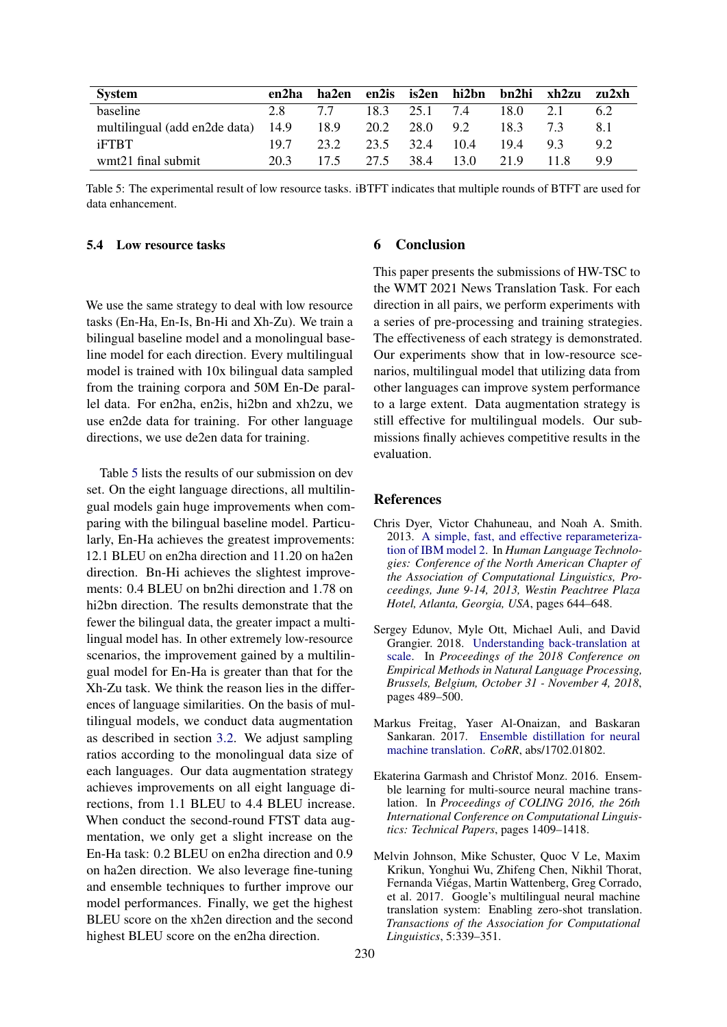| System | en2ha | ha2en | en2is | is2en | hi2bn | bn2hi | xh2zu | zu2xh |
|---|---|---|---|---|---|---|---|---|
| baseline | 2.8 | 7.7 | 18.3 | 25.1 | 7.4 | 18.0 | 2.1 | 6.2 |
| multilingual (add en2de data) | 14.9 | 18.9 | 20.2 | 28.0 | 9.2 | 18.3 | 7.3 | 8.1 |
| iFTBT | 19.7 | 23.2 | 23.5 | 32.4 | 10.4 | 19.4 | 9.3 | 9.2 |
| wmt21 final submit | 20.3 | 17.5 | 27.5 | 38.4 | 13.0 | 21.9 | 11.8 | 9.9 |

Table 5: The experimental result of low resource tasks. iBTFT indicates that multiple rounds of BTFT are used for data enhancement.

### 5.4 Low resource tasks

We use the same strategy to deal with low resource tasks (En-Ha, En-Is, Bn-Hi and Xh-Zu). We train a bilingual baseline model and a monolingual baseline model for each direction. Every multilingual model is trained with 10x bilingual data sampled from the training corpora and 50M En-De parallel data. For en2ha, en2is, hi2bn and xh2zu, we use en2de data for training. For other language directions, we use de2en data for training.

Table 5 lists the results of our submission on dev set. On the eight language directions, all multilingual models gain huge improvements when comparing with the bilingual baseline model. Particularly, En-Ha achieves the greatest improvements: 12.1 BLEU on en2ha direction and 11.20 on ha2en direction. Bn-Hi achieves the slightest improvements: 0.4 BLEU on bn2hi direction and 1.78 on hi2bn direction. The results demonstrate that the fewer the bilingual data, the greater impact a multilingual model has. In other extremely low-resource scenarios, the improvement gained by a multilingual model for En-Ha is greater than that for the Xh-Zu task. We think the reason lies in the differences of language similarities. On the basis of multilingual models, we conduct data augmentation as described in section 3.2. We adjust sampling ratios according to the monolingual data size of each languages. Our data augmentation strategy achieves improvements on all eight language directions, from 1.1 BLEU to 4.4 BLEU increase. When conduct the second-round FTST data augmentation, we only get a slight increase on the En-Ha task: 0.2 BLEU on en2ha direction and 0.9 on ha2en direction. We also leverage fine-tuning and ensemble techniques to further improve our model performances. Finally, we get the highest BLEU score on the xh2en direction and the second highest BLEU score on the en2ha direction.

## 6 Conclusion

This paper presents the submissions of HW-TSC to the WMT 2021 News Translation Task. For each direction in all pairs, we perform experiments with a series of pre-processing and training strategies. The effectiveness of each strategy is demonstrated. Our experiments show that in low-resource scenarios, multilingual model that utilizing data from other languages can improve system performance to a large extent. Data augmentation strategy is still effective for multilingual models. Our submissions finally achieves competitive results in the evaluation.

## References

Chris Dyer, Victor Chahuneau, and Noah A. Smith. 2013. A simple, fast, and effective reparameterization of IBM model 2. In *Human Language Technologies: Conference of the North American Chapter of the Association of Computational Linguistics, Proceedings, June 9-14, 2013, Westin Peachtree Plaza Hotel, Atlanta, Georgia, USA*, pages 644–648.

Sergey Edunov, Myle Ott, Michael Auli, and David Grangier. 2018. Understanding back-translation at scale. In *Proceedings of the 2018 Conference on Empirical Methods in Natural Language Processing, Brussels, Belgium, October 31 - November 4, 2018*, pages 489–500.

Markus Freitag, Yaser Al-Onaizan, and Baskaran Sankaran. 2017. Ensemble distillation for neural machine translation. *CoRR*, abs/1702.01802.

Ekaterina Garmash and Christof Monz. 2016. Ensemble learning for multi-source neural machine translation. In *Proceedings of COLING 2016, the 26th International Conference on Computational Linguistics: Technical Papers*, pages 1409–1418.

Melvin Johnson, Mike Schuster, Quoc V Le, Maxim Krikun, Yonghui Wu, Zhifeng Chen, Nikhil Thorat, Fernanda Viégas, Martin Wattenberg, Greg Corrado, et al. 2017. Google's multilingual neural machine translation system: Enabling zero-shot translation. *Transactions of the Association for Computational Linguistics*, 5:339–351.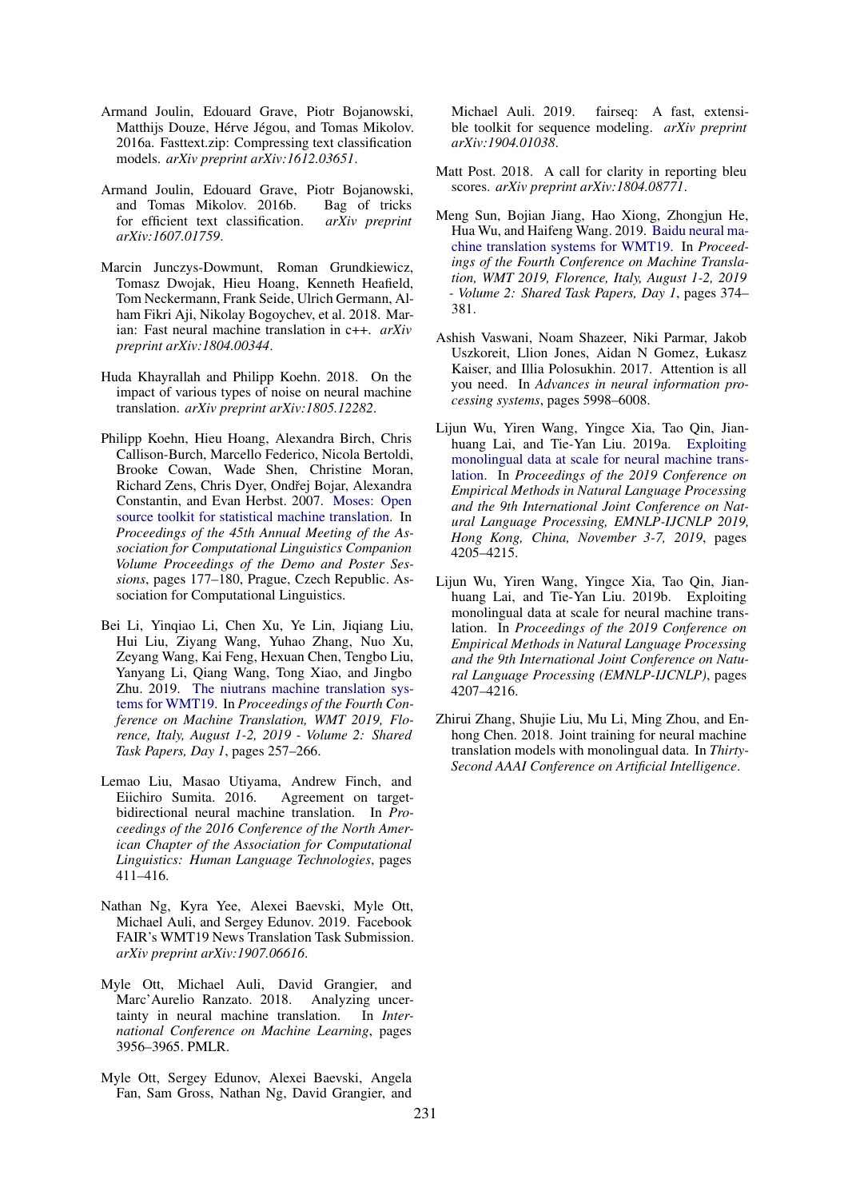Armand Joulin, Edouard Grave, Piotr Bojanowski, Matthijs Douze, Hérve Jégou, and Tomas Mikolov. 2016a. Fasttext.zip: Compressing text classification models. *arXiv preprint arXiv:1612.03651*.

Armand Joulin, Edouard Grave, Piotr Bojanowski, and Tomas Mikolov. 2016b. Bag of tricks for efficient text classification. *arXiv preprint arXiv:1607.01759*.

Marcin Junczys-Dowmunt, Roman Grundkiewicz, Tomasz Dwojak, Hieu Hoang, Kenneth Heafield, Tom Neckermann, Frank Seide, Ulrich Germann, Alham Fikri Aji, Nikolay Bogoychev, et al. 2018. Marian: Fast neural machine translation in c++. *arXiv preprint arXiv:1804.00344*.

Huda Khayrallah and Philipp Koehn. 2018. On the impact of various types of noise on neural machine translation. *arXiv preprint arXiv:1805.12282*.

Philipp Koehn, Hieu Hoang, Alexandra Birch, Chris Callison-Burch, Marcello Federico, Nicola Bertoldi, Brooke Cowan, Wade Shen, Christine Moran, Richard Zens, Chris Dyer, Ondřej Bojar, Alexandra Constantin, and Evan Herbst. 2007. Moses: Open source toolkit for statistical machine translation. In *Proceedings of the 45th Annual Meeting of the Association for Computational Linguistics Companion Volume Proceedings of the Demo and Poster Sessions*, pages 177–180, Prague, Czech Republic. Association for Computational Linguistics.

Bei Li, Yinqiao Li, Chen Xu, Ye Lin, Jiqiang Liu, Hui Liu, Ziyang Wang, Yuhao Zhang, Nuo Xu, Zeyang Wang, Kai Feng, Hexuan Chen, Tengbo Liu, Yanyang Li, Qiang Wang, Tong Xiao, and Jingbo Zhu. 2019. The niutrans machine translation systems for WMT19. In *Proceedings of the Fourth Conference on Machine Translation, WMT 2019, Florence, Italy, August 1-2, 2019 - Volume 2: Shared Task Papers, Day 1*, pages 257–266.

Lemao Liu, Masao Utiyama, Andrew Finch, and Eiichiro Sumita. 2016. Agreement on target-bidirectional neural machine translation. In *Proceedings of the 2016 Conference of the North American Chapter of the Association for Computational Linguistics: Human Language Technologies*, pages 411–416.

Nathan Ng, Kyra Yee, Alexei Baevski, Myle Ott, Michael Auli, and Sergey Edunov. 2019. Facebook FAIR's WMT19 News Translation Task Submission. *arXiv preprint arXiv:1907.06616*.

Myle Ott, Michael Auli, David Grangier, and Marc'Aurelio Ranzato. 2018. Analyzing uncertainty in neural machine translation. In *International Conference on Machine Learning*, pages 3956–3965. PMLR.

Myle Ott, Sergey Edunov, Alexei Baevski, Angela Fan, Sam Gross, Nathan Ng, David Grangier, and Michael Auli. 2019. fairseq: A fast, extensible toolkit for sequence modeling. *arXiv preprint arXiv:1904.01038*.

Matt Post. 2018. A call for clarity in reporting bleu scores. *arXiv preprint arXiv:1804.08771*.

Meng Sun, Bojian Jiang, Hao Xiong, Zhongjun He, Hua Wu, and Haifeng Wang. 2019. Baidu neural machine translation systems for WMT19. In *Proceedings of the Fourth Conference on Machine Translation, WMT 2019, Florence, Italy, August 1-2, 2019 - Volume 2: Shared Task Papers, Day 1*, pages 374–381.

Ashish Vaswani, Noam Shazeer, Niki Parmar, Jakob Uszkoreit, Llion Jones, Aidan N Gomez, Łukasz Kaiser, and Illia Polosukhin. 2017. Attention is all you need. In *Advances in neural information processing systems*, pages 5998–6008.

Lijun Wu, Yiren Wang, Yingce Xia, Tao Qin, Jianhuang Lai, and Tie-Yan Liu. 2019a. Exploiting monolingual data at scale for neural machine translation. In *Proceedings of the 2019 Conference on Empirical Methods in Natural Language Processing and the 9th International Joint Conference on Natural Language Processing, EMNLP-IJCNLP 2019, Hong Kong, China, November 3-7, 2019*, pages 4205–4215.

Lijun Wu, Yiren Wang, Yingce Xia, Tao Qin, Jianhuang Lai, and Tie-Yan Liu. 2019b. Exploiting monolingual data at scale for neural machine translation. In *Proceedings of the 2019 Conference on Empirical Methods in Natural Language Processing and the 9th International Joint Conference on Natural Language Processing (EMNLP-IJCNLP)*, pages 4207–4216.

Zhirui Zhang, Shujie Liu, Mu Li, Ming Zhou, and Enhong Chen. 2018. Joint training for neural machine translation models with monolingual data. In *Thirty-Second AAAI Conference on Artificial Intelligence*.